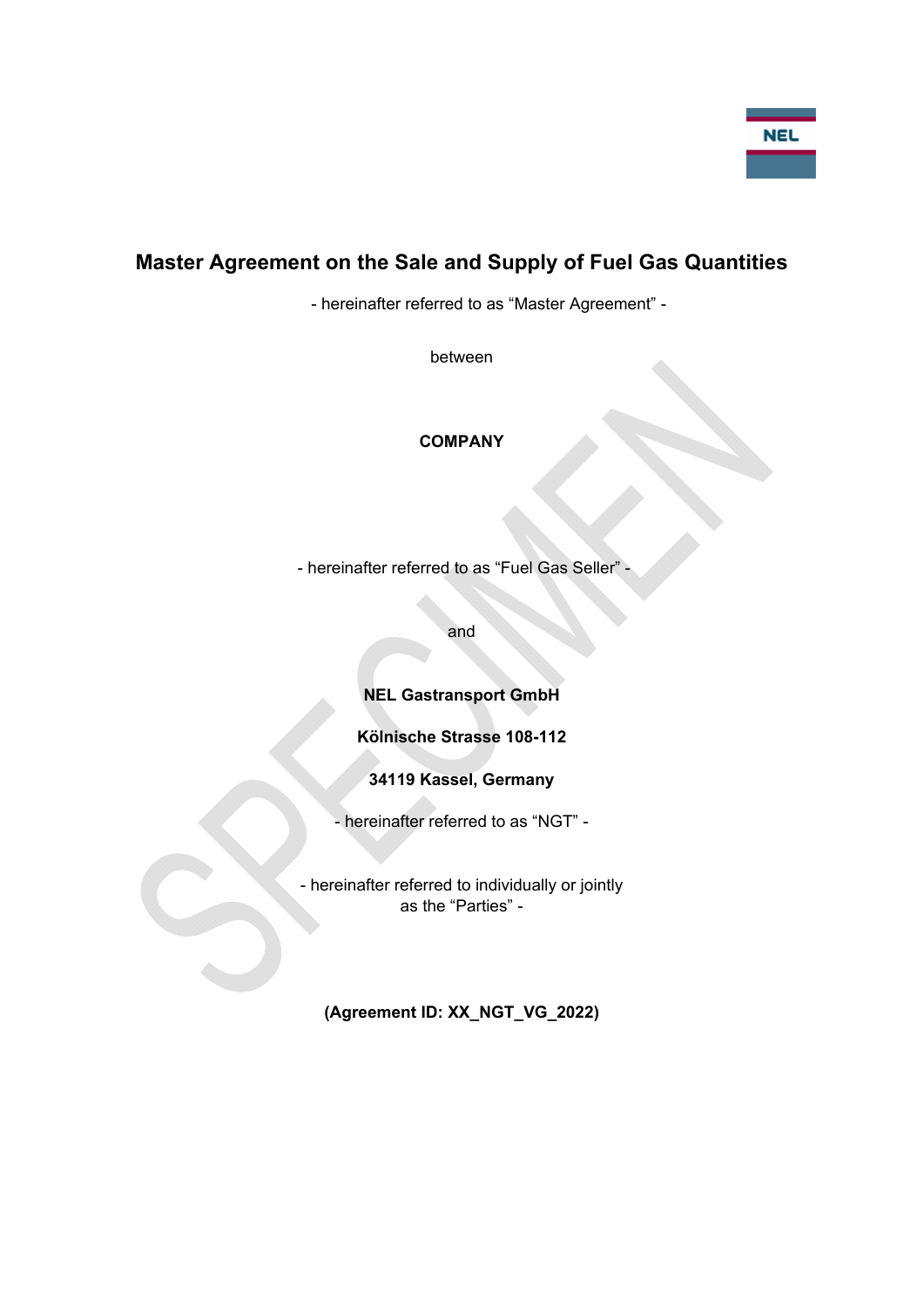# Master Agreement on the Sale and Supply of Fuel Gas Quantities

- hereinafter referred to as "Master Agreement" -

between

**COMPANY**

- hereinafter referred to as "Fuel Gas Seller" -

and

**NEL Gastransport GmbH**

**Kölnische Strasse 108-112**

**34119 Kassel, Germany**

- hereinafter referred to as "NGT" -

- hereinafter referred to individually or jointly as the "Parties" -

**(Agreement ID: XX_NGT_VG_2022)**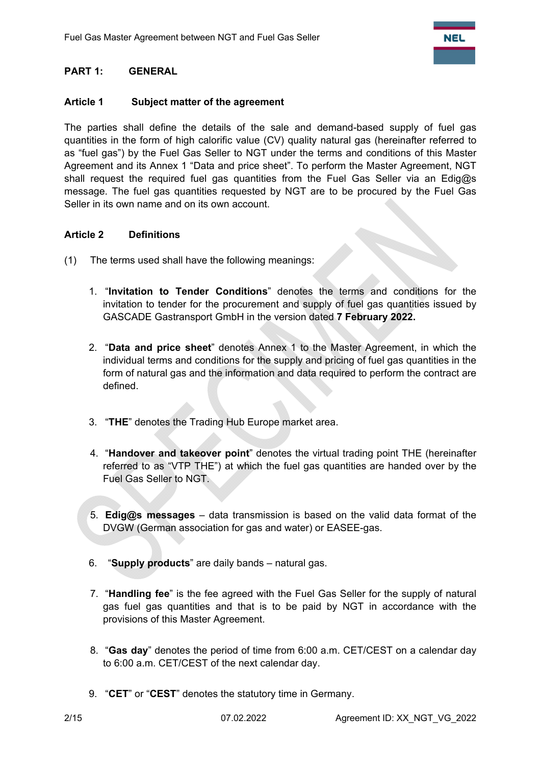## PART 1: GENERAL

### Article 1 Subject matter of the agreement

The parties shall define the details of the sale and demand-based supply of fuel gas quantities in the form of high calorific value (CV) quality natural gas (hereinafter referred to as "fuel gas") by the Fuel Gas Seller to NGT under the terms and conditions of this Master Agreement and its Annex 1 "Data and price sheet". To perform the Master Agreement, NGT shall request the required fuel gas quantities from the Fuel Gas Seller via an Edig@s message. The fuel gas quantities requested by NGT are to be procured by the Fuel Gas Seller in its own name and on its own account.

### Article 2 Definitions

(1) The terms used shall have the following meanings:

1. "**Invitation to Tender Conditions**" denotes the terms and conditions for the invitation to tender for the procurement and supply of fuel gas quantities issued by GASCADE Gastransport GmbH in the version dated **7 February 2022.**

2. "**Data and price sheet**" denotes Annex 1 to the Master Agreement, in which the individual terms and conditions for the supply and pricing of fuel gas quantities in the form of natural gas and the information and data required to perform the contract are defined.

3. "**THE**" denotes the Trading Hub Europe market area.

4. "**Handover and takeover point**" denotes the virtual trading point THE (hereinafter referred to as "VTP THE") at which the fuel gas quantities are handed over by the Fuel Gas Seller to NGT.

5. **Edig@s messages** – data transmission is based on the valid data format of the DVGW (German association for gas and water) or EASEE-gas.

6. "**Supply products**" are daily bands – natural gas.

7. "**Handling fee**" is the fee agreed with the Fuel Gas Seller for the supply of natural gas fuel gas quantities and that is to be paid by NGT in accordance with the provisions of this Master Agreement.

8. "**Gas day**" denotes the period of time from 6:00 a.m. CET/CEST on a calendar day to 6:00 a.m. CET/CEST of the next calendar day.

9. "**CET**" or "**CEST**" denotes the statutory time in Germany.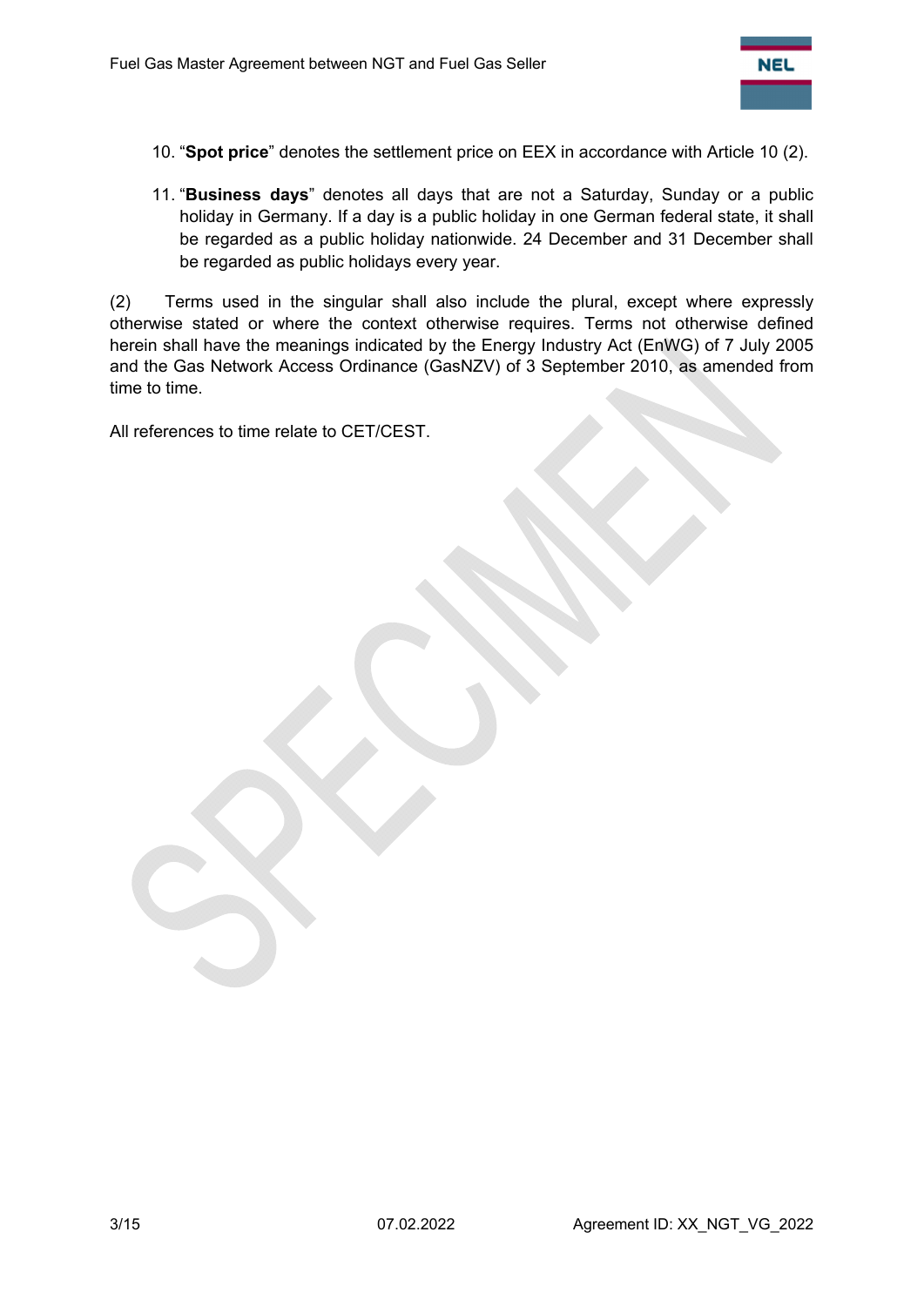10. "**Spot price**" denotes the settlement price on EEX in accordance with Article 10 (2).

11. "**Business days**" denotes all days that are not a Saturday, Sunday or a public holiday in Germany. If a day is a public holiday in one German federal state, it shall be regarded as a public holiday nationwide. 24 December and 31 December shall be regarded as public holidays every year.

(2) Terms used in the singular shall also include the plural, except where expressly otherwise stated or where the context otherwise requires. Terms not otherwise defined herein shall have the meanings indicated by the Energy Industry Act (EnWG) of 7 July 2005 and the Gas Network Access Ordinance (GasNZV) of 3 September 2010, as amended from time to time.

All references to time relate to CET/CEST.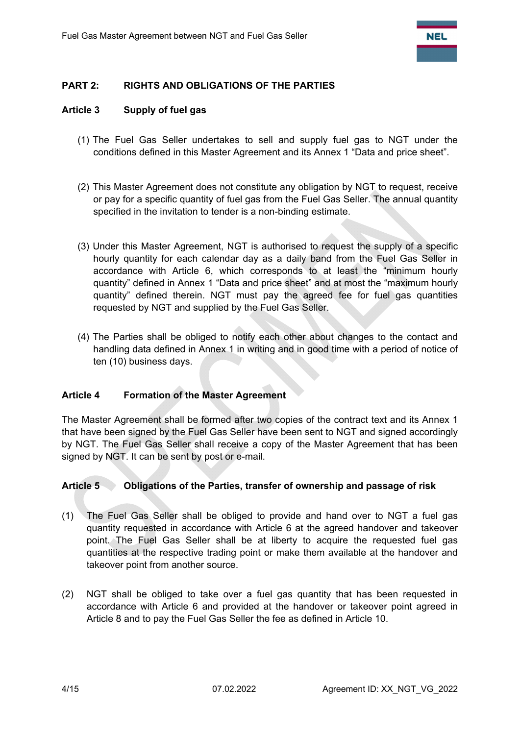## PART 2: RIGHTS AND OBLIGATIONS OF THE PARTIES

### Article 3 Supply of fuel gas

(1) The Fuel Gas Seller undertakes to sell and supply fuel gas to NGT under the conditions defined in this Master Agreement and its Annex 1 "Data and price sheet".

(2) This Master Agreement does not constitute any obligation by NGT to request, receive or pay for a specific quantity of fuel gas from the Fuel Gas Seller. The annual quantity specified in the invitation to tender is a non-binding estimate.

(3) Under this Master Agreement, NGT is authorised to request the supply of a specific hourly quantity for each calendar day as a daily band from the Fuel Gas Seller in accordance with Article 6, which corresponds to at least the "minimum hourly quantity" defined in Annex 1 "Data and price sheet" and at most the "maximum hourly quantity" defined therein. NGT must pay the agreed fee for fuel gas quantities requested by NGT and supplied by the Fuel Gas Seller.

(4) The Parties shall be obliged to notify each other about changes to the contact and handling data defined in Annex 1 in writing and in good time with a period of notice of ten (10) business days.

### Article 4 Formation of the Master Agreement

The Master Agreement shall be formed after two copies of the contract text and its Annex 1 that have been signed by the Fuel Gas Seller have been sent to NGT and signed accordingly by NGT. The Fuel Gas Seller shall receive a copy of the Master Agreement that has been signed by NGT. It can be sent by post or e-mail.

### Article 5 Obligations of the Parties, transfer of ownership and passage of risk

(1) The Fuel Gas Seller shall be obliged to provide and hand over to NGT a fuel gas quantity requested in accordance with Article 6 at the agreed handover and takeover point. The Fuel Gas Seller shall be at liberty to acquire the requested fuel gas quantities at the respective trading point or make them available at the handover and takeover point from another source.

(2) NGT shall be obliged to take over a fuel gas quantity that has been requested in accordance with Article 6 and provided at the handover or takeover point agreed in Article 8 and to pay the Fuel Gas Seller the fee as defined in Article 10.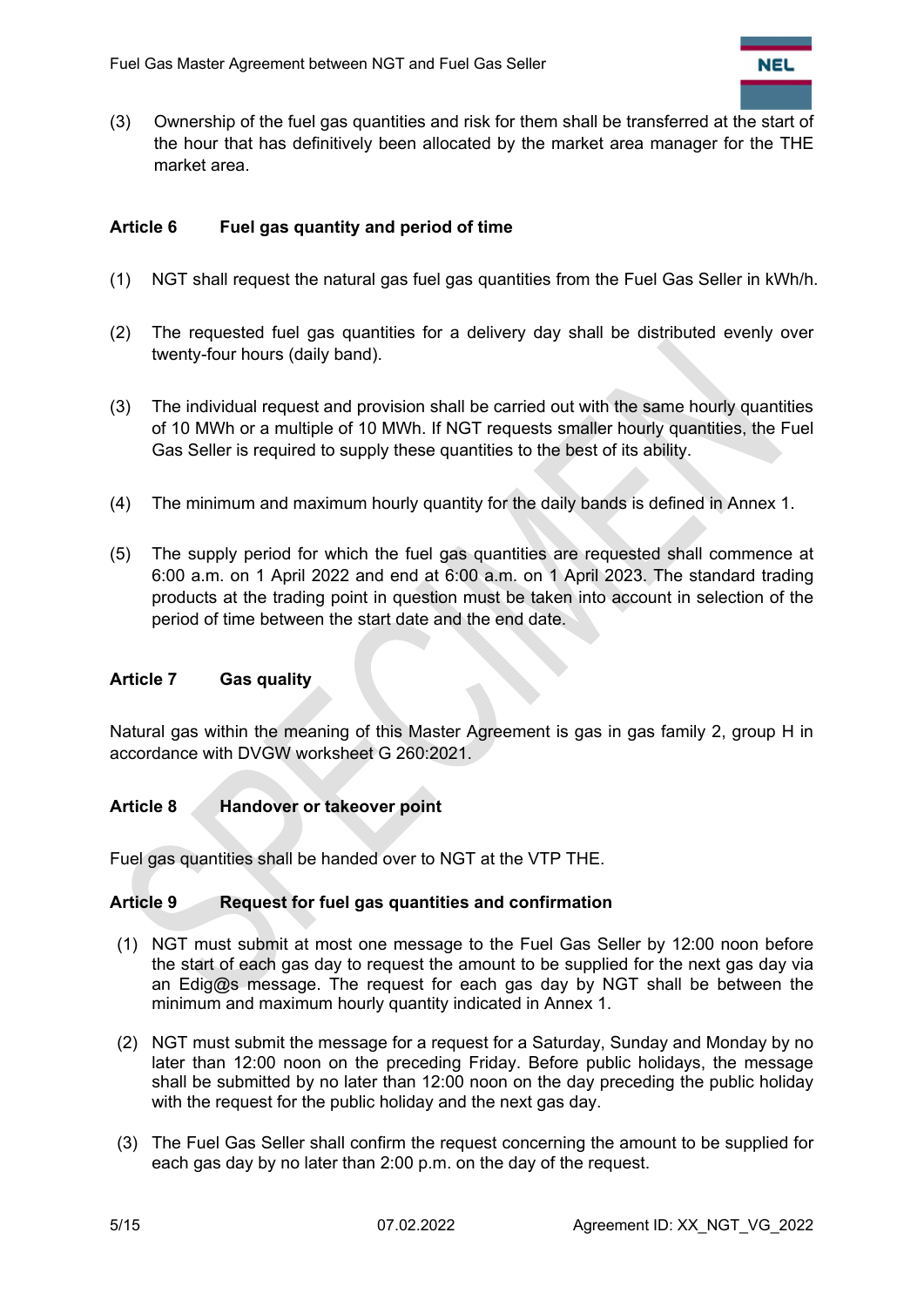(3) Ownership of the fuel gas quantities and risk for them shall be transferred at the start of the hour that has definitively been allocated by the market area manager for the THE market area.

### Article 6 Fuel gas quantity and period of time

(1) NGT shall request the natural gas fuel gas quantities from the Fuel Gas Seller in kWh/h.

(2) The requested fuel gas quantities for a delivery day shall be distributed evenly over twenty-four hours (daily band).

(3) The individual request and provision shall be carried out with the same hourly quantities of 10 MWh or a multiple of 10 MWh. If NGT requests smaller hourly quantities, the Fuel Gas Seller is required to supply these quantities to the best of its ability.

(4) The minimum and maximum hourly quantity for the daily bands is defined in Annex 1.

(5) The supply period for which the fuel gas quantities are requested shall commence at 6:00 a.m. on 1 April 2022 and end at 6:00 a.m. on 1 April 2023. The standard trading products at the trading point in question must be taken into account in selection of the period of time between the start date and the end date.

### Article 7 Gas quality

Natural gas within the meaning of this Master Agreement is gas in gas family 2, group H in accordance with DVGW worksheet G 260:2021.

### Article 8 Handover or takeover point

Fuel gas quantities shall be handed over to NGT at the VTP THE.

### Article 9 Request for fuel gas quantities and confirmation

(1) NGT must submit at most one message to the Fuel Gas Seller by 12:00 noon before the start of each gas day to request the amount to be supplied for the next gas day via an Edig@s message. The request for each gas day by NGT shall be between the minimum and maximum hourly quantity indicated in Annex 1.

(2) NGT must submit the message for a request for a Saturday, Sunday and Monday by no later than 12:00 noon on the preceding Friday. Before public holidays, the message shall be submitted by no later than 12:00 noon on the day preceding the public holiday with the request for the public holiday and the next gas day.

(3) The Fuel Gas Seller shall confirm the request concerning the amount to be supplied for each gas day by no later than 2:00 p.m. on the day of the request.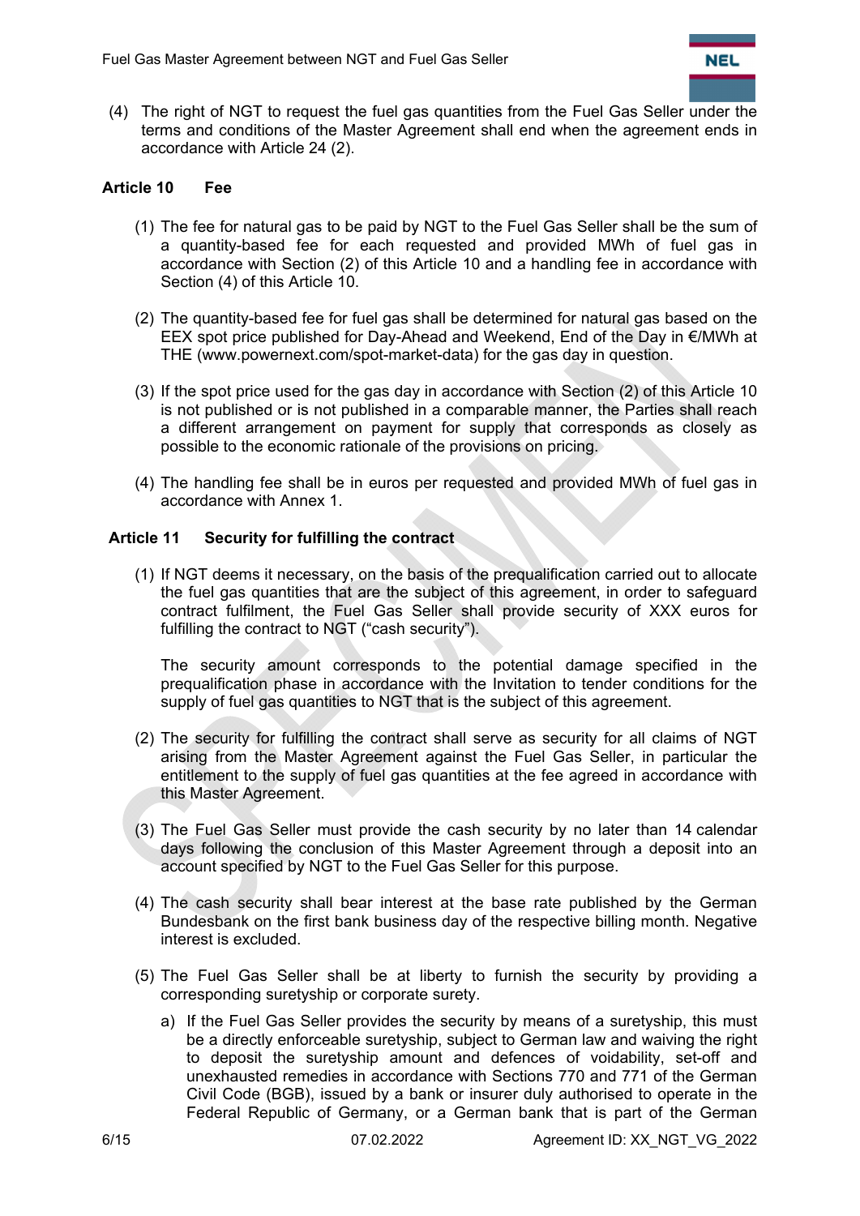(4) The right of NGT to request the fuel gas quantities from the Fuel Gas Seller under the terms and conditions of the Master Agreement shall end when the agreement ends in accordance with Article 24 (2).

## Article 10 Fee

(1) The fee for natural gas to be paid by NGT to the Fuel Gas Seller shall be the sum of a quantity-based fee for each requested and provided MWh of fuel gas in accordance with Section (2) of this Article 10 and a handling fee in accordance with Section (4) of this Article 10.

(2) The quantity-based fee for fuel gas shall be determined for natural gas based on the EEX spot price published for Day-Ahead and Weekend, End of the Day in €/MWh at THE (www.powernext.com/spot-market-data) for the gas day in question.

(3) If the spot price used for the gas day in accordance with Section (2) of this Article 10 is not published or is not published in a comparable manner, the Parties shall reach a different arrangement on payment for supply that corresponds as closely as possible to the economic rationale of the provisions on pricing.

(4) The handling fee shall be in euros per requested and provided MWh of fuel gas in accordance with Annex 1.

## Article 11 Security for fulfilling the contract

(1) If NGT deems it necessary, on the basis of the prequalification carried out to allocate the fuel gas quantities that are the subject of this agreement, in order to safeguard contract fulfilment, the Fuel Gas Seller shall provide security of XXX euros for fulfilling the contract to NGT ("cash security").

The security amount corresponds to the potential damage specified in the prequalification phase in accordance with the Invitation to tender conditions for the supply of fuel gas quantities to NGT that is the subject of this agreement.

(2) The security for fulfilling the contract shall serve as security for all claims of NGT arising from the Master Agreement against the Fuel Gas Seller, in particular the entitlement to the supply of fuel gas quantities at the fee agreed in accordance with this Master Agreement.

(3) The Fuel Gas Seller must provide the cash security by no later than 14 calendar days following the conclusion of this Master Agreement through a deposit into an account specified by NGT to the Fuel Gas Seller for this purpose.

(4) The cash security shall bear interest at the base rate published by the German Bundesbank on the first bank business day of the respective billing month. Negative interest is excluded.

(5) The Fuel Gas Seller shall be at liberty to furnish the security by providing a corresponding suretyship or corporate surety.

a) If the Fuel Gas Seller provides the security by means of a suretyship, this must be a directly enforceable suretyship, subject to German law and waiving the right to deposit the suretyship amount and defences of voidability, set-off and unexhausted remedies in accordance with Sections 770 and 771 of the German Civil Code (BGB), issued by a bank or insurer duly authorised to operate in the Federal Republic of Germany, or a German bank that is part of the German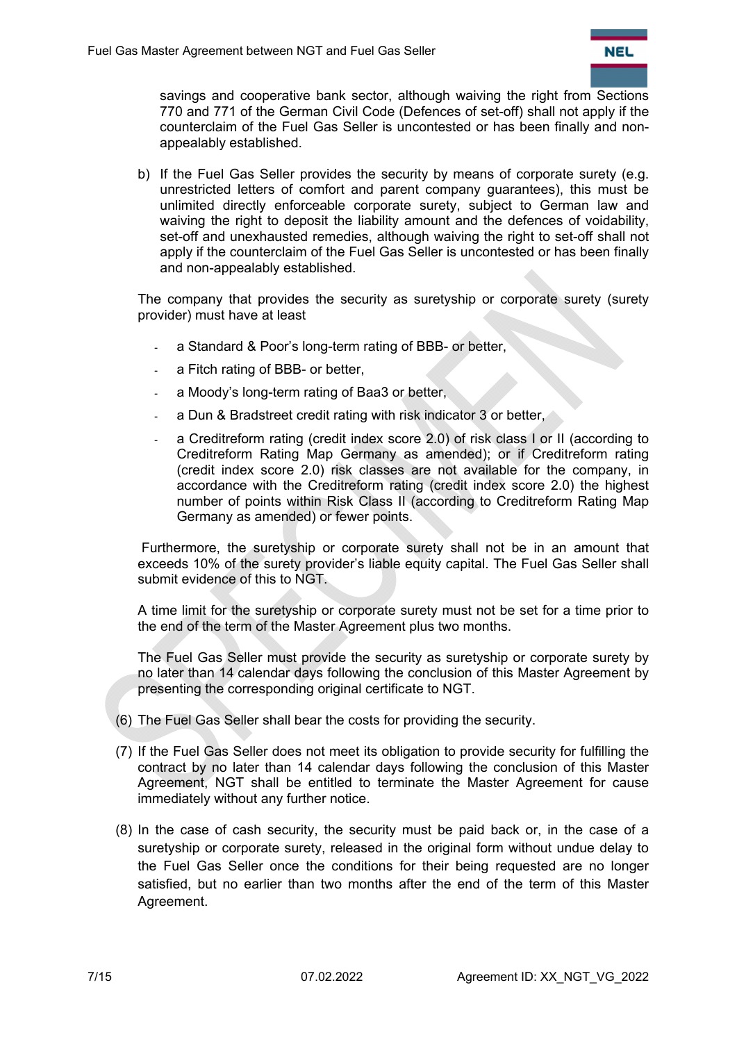savings and cooperative bank sector, although waiving the right from Sections 770 and 771 of the German Civil Code (Defences of set-off) shall not apply if the counterclaim of the Fuel Gas Seller is uncontested or has been finally and non-appealably established.

b) If the Fuel Gas Seller provides the security by means of corporate surety (e.g. unrestricted letters of comfort and parent company guarantees), this must be unlimited directly enforceable corporate surety, subject to German law and waiving the right to deposit the liability amount and the defences of voidability, set-off and unexhausted remedies, although waiving the right to set-off shall not apply if the counterclaim of the Fuel Gas Seller is uncontested or has been finally and non-appealably established.

The company that provides the security as suretyship or corporate surety (surety provider) must have at least

- a Standard & Poor's long-term rating of BBB- or better,
- a Fitch rating of BBB- or better,
- a Moody's long-term rating of Baa3 or better,
- a Dun & Bradstreet credit rating with risk indicator 3 or better,
- a Creditreform rating (credit index score 2.0) of risk class I or II (according to Creditreform Rating Map Germany as amended); or if Creditreform rating (credit index score 2.0) risk classes are not available for the company, in accordance with the Creditreform rating (credit index score 2.0) the highest number of points within Risk Class II (according to Creditreform Rating Map Germany as amended) or fewer points.

Furthermore, the suretyship or corporate surety shall not be in an amount that exceeds 10% of the surety provider's liable equity capital. The Fuel Gas Seller shall submit evidence of this to NGT.

A time limit for the suretyship or corporate surety must not be set for a time prior to the end of the term of the Master Agreement plus two months.

The Fuel Gas Seller must provide the security as suretyship or corporate surety by no later than 14 calendar days following the conclusion of this Master Agreement by presenting the corresponding original certificate to NGT.

(6) The Fuel Gas Seller shall bear the costs for providing the security.

(7) If the Fuel Gas Seller does not meet its obligation to provide security for fulfilling the contract by no later than 14 calendar days following the conclusion of this Master Agreement, NGT shall be entitled to terminate the Master Agreement for cause immediately without any further notice.

(8) In the case of cash security, the security must be paid back or, in the case of a suretyship or corporate surety, released in the original form without undue delay to the Fuel Gas Seller once the conditions for their being requested are no longer satisfied, but no earlier than two months after the end of the term of this Master Agreement.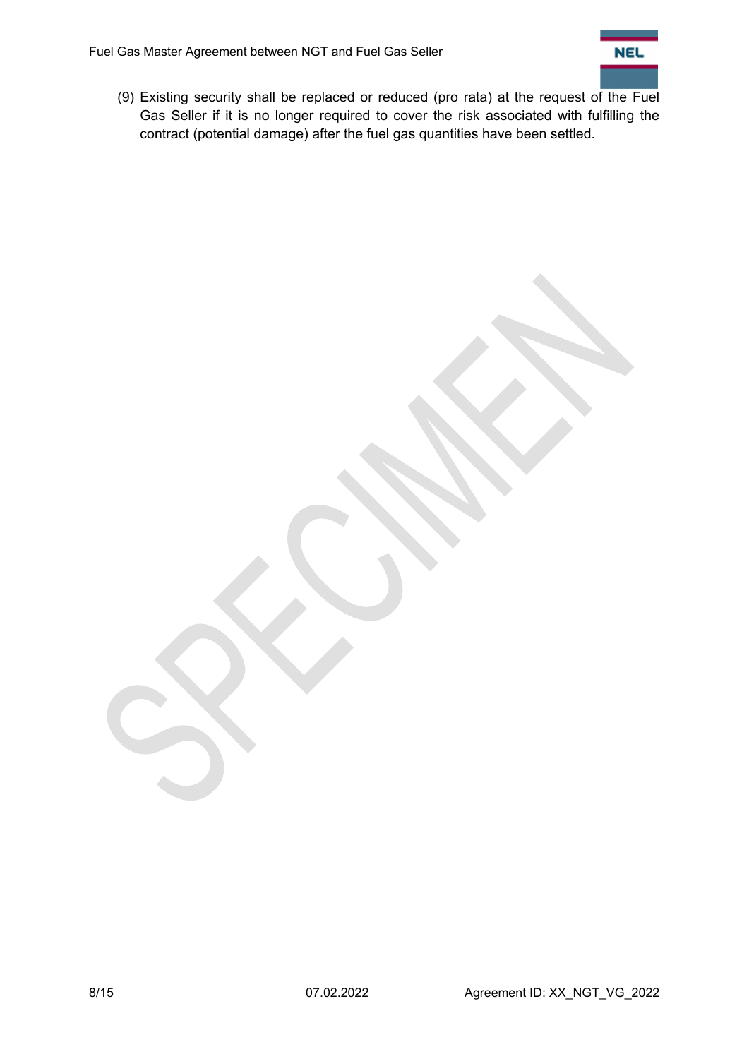(9) Existing security shall be replaced or reduced (pro rata) at the request of the Fuel Gas Seller if it is no longer required to cover the risk associated with fulfilling the contract (potential damage) after the fuel gas quantities have been settled.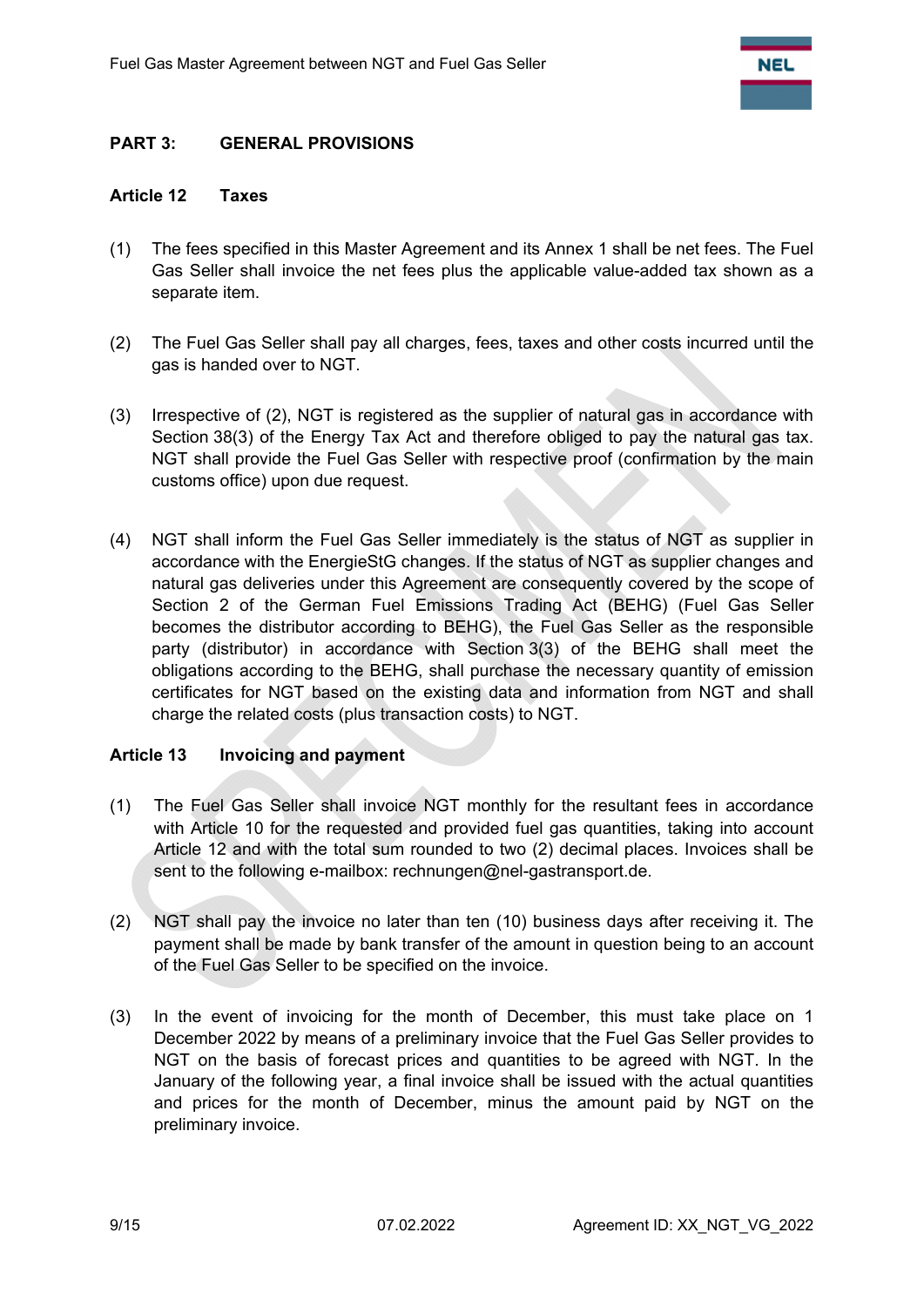## PART 3: GENERAL PROVISIONS

### Article 12 Taxes

(1) The fees specified in this Master Agreement and its Annex 1 shall be net fees. The Fuel Gas Seller shall invoice the net fees plus the applicable value-added tax shown as a separate item.

(2) The Fuel Gas Seller shall pay all charges, fees, taxes and other costs incurred until the gas is handed over to NGT.

(3) Irrespective of (2), NGT is registered as the supplier of natural gas in accordance with Section 38(3) of the Energy Tax Act and therefore obliged to pay the natural gas tax. NGT shall provide the Fuel Gas Seller with respective proof (confirmation by the main customs office) upon due request.

(4) NGT shall inform the Fuel Gas Seller immediately is the status of NGT as supplier in accordance with the EnergieStG changes. If the status of NGT as supplier changes and natural gas deliveries under this Agreement are consequently covered by the scope of Section 2 of the German Fuel Emissions Trading Act (BEHG) (Fuel Gas Seller becomes the distributor according to BEHG), the Fuel Gas Seller as the responsible party (distributor) in accordance with Section 3(3) of the BEHG shall meet the obligations according to the BEHG, shall purchase the necessary quantity of emission certificates for NGT based on the existing data and information from NGT and shall charge the related costs (plus transaction costs) to NGT.

### Article 13 Invoicing and payment

(1) The Fuel Gas Seller shall invoice NGT monthly for the resultant fees in accordance with Article 10 for the requested and provided fuel gas quantities, taking into account Article 12 and with the total sum rounded to two (2) decimal places. Invoices shall be sent to the following e-mailbox: rechnungen@nel-gastransport.de.

(2) NGT shall pay the invoice no later than ten (10) business days after receiving it. The payment shall be made by bank transfer of the amount in question being to an account of the Fuel Gas Seller to be specified on the invoice.

(3) In the event of invoicing for the month of December, this must take place on 1 December 2022 by means of a preliminary invoice that the Fuel Gas Seller provides to NGT on the basis of forecast prices and quantities to be agreed with NGT. In the January of the following year, a final invoice shall be issued with the actual quantities and prices for the month of December, minus the amount paid by NGT on the preliminary invoice.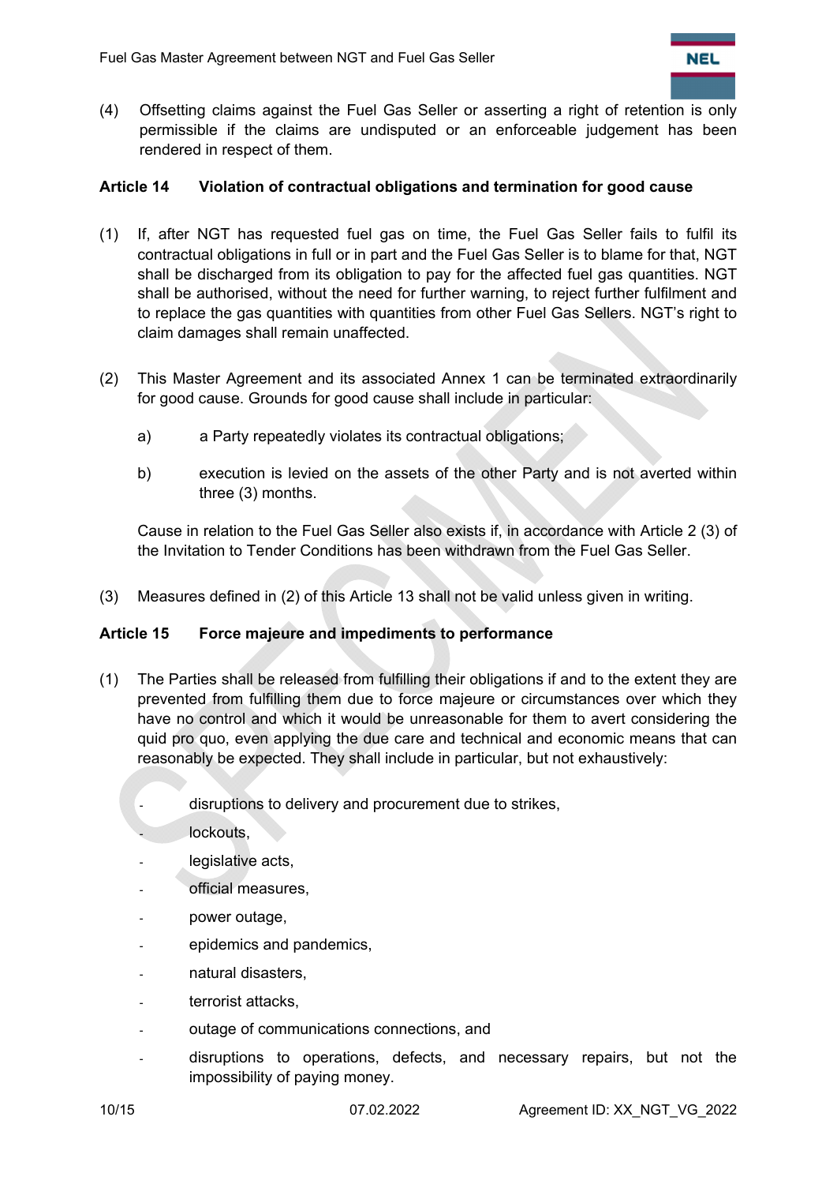(4) Offsetting claims against the Fuel Gas Seller or asserting a right of retention is only permissible if the claims are undisputed or an enforceable judgement has been rendered in respect of them.

## Article 14 Violation of contractual obligations and termination for good cause

(1) If, after NGT has requested fuel gas on time, the Fuel Gas Seller fails to fulfil its contractual obligations in full or in part and the Fuel Gas Seller is to blame for that, NGT shall be discharged from its obligation to pay for the affected fuel gas quantities. NGT shall be authorised, without the need for further warning, to reject further fulfilment and to replace the gas quantities with quantities from other Fuel Gas Sellers. NGT's right to claim damages shall remain unaffected.

(2) This Master Agreement and its associated Annex 1 can be terminated extraordinarily for good cause. Grounds for good cause shall include in particular:

   a) a Party repeatedly violates its contractual obligations;

   b) execution is levied on the assets of the other Party and is not averted within three (3) months.

   Cause in relation to the Fuel Gas Seller also exists if, in accordance with Article 2 (3) of the Invitation to Tender Conditions has been withdrawn from the Fuel Gas Seller.

(3) Measures defined in (2) of this Article 13 shall not be valid unless given in writing.

## Article 15 Force majeure and impediments to performance

(1) The Parties shall be released from fulfilling their obligations if and to the extent they are prevented from fulfilling them due to force majeure or circumstances over which they have no control and which it would be unreasonable for them to avert considering the quid pro quo, even applying the due care and technical and economic means that can reasonably be expected. They shall include in particular, but not exhaustively:

   - disruptions to delivery and procurement due to strikes,
   - lockouts,
   - legislative acts,
   - official measures,
   - power outage,
   - epidemics and pandemics,
   - natural disasters,
   - terrorist attacks,
   - outage of communications connections, and
   - disruptions to operations, defects, and necessary repairs, but not the impossibility of paying money.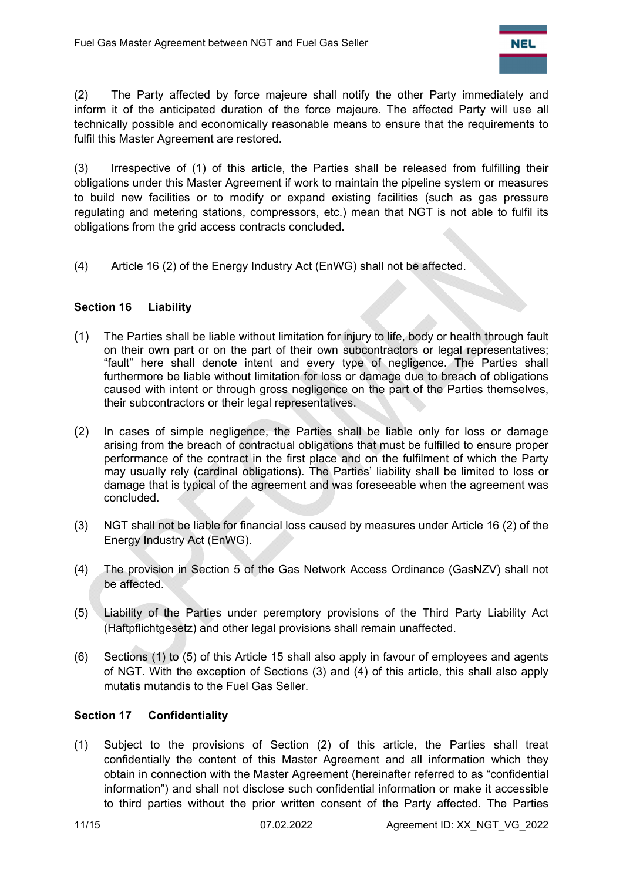(2) The Party affected by force majeure shall notify the other Party immediately and inform it of the anticipated duration of the force majeure. The affected Party will use all technically possible and economically reasonable means to ensure that the requirements to fulfil this Master Agreement are restored.

(3) Irrespective of (1) of this article, the Parties shall be released from fulfilling their obligations under this Master Agreement if work to maintain the pipeline system or measures to build new facilities or to modify or expand existing facilities (such as gas pressure regulating and metering stations, compressors, etc.) mean that NGT is not able to fulfil its obligations from the grid access contracts concluded.

(4) Article 16 (2) of the Energy Industry Act (EnWG) shall not be affected.

## Section 16 Liability

(1) The Parties shall be liable without limitation for injury to life, body or health through fault on their own part or on the part of their own subcontractors or legal representatives; "fault" here shall denote intent and every type of negligence. The Parties shall furthermore be liable without limitation for loss or damage due to breach of obligations caused with intent or through gross negligence on the part of the Parties themselves, their subcontractors or their legal representatives.

(2) In cases of simple negligence, the Parties shall be liable only for loss or damage arising from the breach of contractual obligations that must be fulfilled to ensure proper performance of the contract in the first place and on the fulfilment of which the Party may usually rely (cardinal obligations). The Parties' liability shall be limited to loss or damage that is typical of the agreement and was foreseeable when the agreement was concluded.

(3) NGT shall not be liable for financial loss caused by measures under Article 16 (2) of the Energy Industry Act (EnWG).

(4) The provision in Section 5 of the Gas Network Access Ordinance (GasNZV) shall not be affected.

(5) Liability of the Parties under peremptory provisions of the Third Party Liability Act (Haftpflichtgesetz) and other legal provisions shall remain unaffected.

(6) Sections (1) to (5) of this Article 15 shall also apply in favour of employees and agents of NGT. With the exception of Sections (3) and (4) of this article, this shall also apply mutatis mutandis to the Fuel Gas Seller.

## Section 17 Confidentiality

(1) Subject to the provisions of Section (2) of this article, the Parties shall treat confidentially the content of this Master Agreement and all information which they obtain in connection with the Master Agreement (hereinafter referred to as "confidential information") and shall not disclose such confidential information or make it accessible to third parties without the prior written consent of the Party affected. The Parties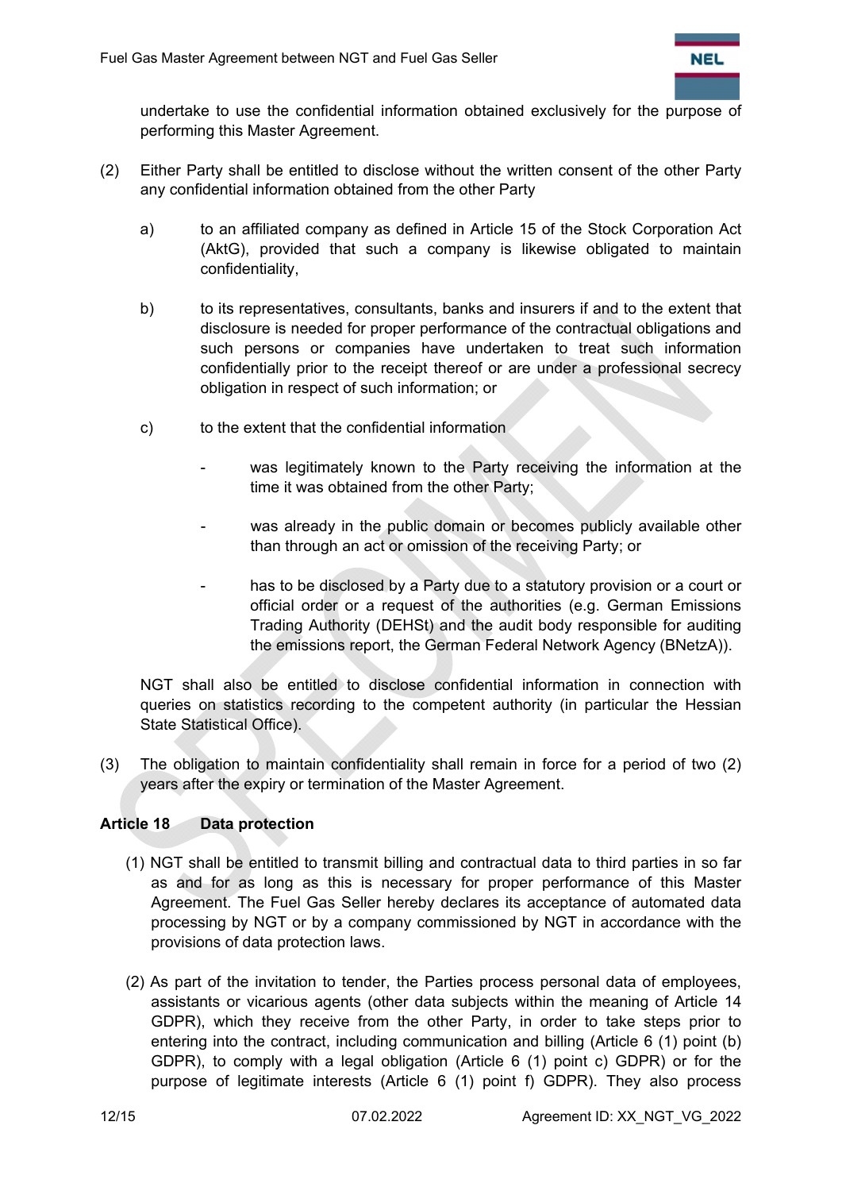undertake to use the confidential information obtained exclusively for the purpose of performing this Master Agreement.

(2) Either Party shall be entitled to disclose without the written consent of the other Party any confidential information obtained from the other Party

  a) to an affiliated company as defined in Article 15 of the Stock Corporation Act (AktG), provided that such a company is likewise obligated to maintain confidentiality,

  b) to its representatives, consultants, banks and insurers if and to the extent that disclosure is needed for proper performance of the contractual obligations and such persons or companies have undertaken to treat such information confidentially prior to the receipt thereof or are under a professional secrecy obligation in respect of such information; or

  c) to the extent that the confidential information

    - was legitimately known to the Party receiving the information at the time it was obtained from the other Party;

    - was already in the public domain or becomes publicly available other than through an act or omission of the receiving Party; or

    - has to be disclosed by a Party due to a statutory provision or a court or official order or a request of the authorities (e.g. German Emissions Trading Authority (DEHSt) and the audit body responsible for auditing the emissions report, the German Federal Network Agency (BNetzA)).

NGT shall also be entitled to disclose confidential information in connection with queries on statistics recording to the competent authority (in particular the Hessian State Statistical Office).

(3) The obligation to maintain confidentiality shall remain in force for a period of two (2) years after the expiry or termination of the Master Agreement.

## Article 18 Data protection

(1) NGT shall be entitled to transmit billing and contractual data to third parties in so far as and for as long as this is necessary for proper performance of this Master Agreement. The Fuel Gas Seller hereby declares its acceptance of automated data processing by NGT or by a company commissioned by NGT in accordance with the provisions of data protection laws.

(2) As part of the invitation to tender, the Parties process personal data of employees, assistants or vicarious agents (other data subjects within the meaning of Article 14 GDPR), which they receive from the other Party, in order to take steps prior to entering into the contract, including communication and billing (Article 6 (1) point (b) GDPR), to comply with a legal obligation (Article 6 (1) point c) GDPR) or for the purpose of legitimate interests (Article 6 (1) point f) GDPR). They also process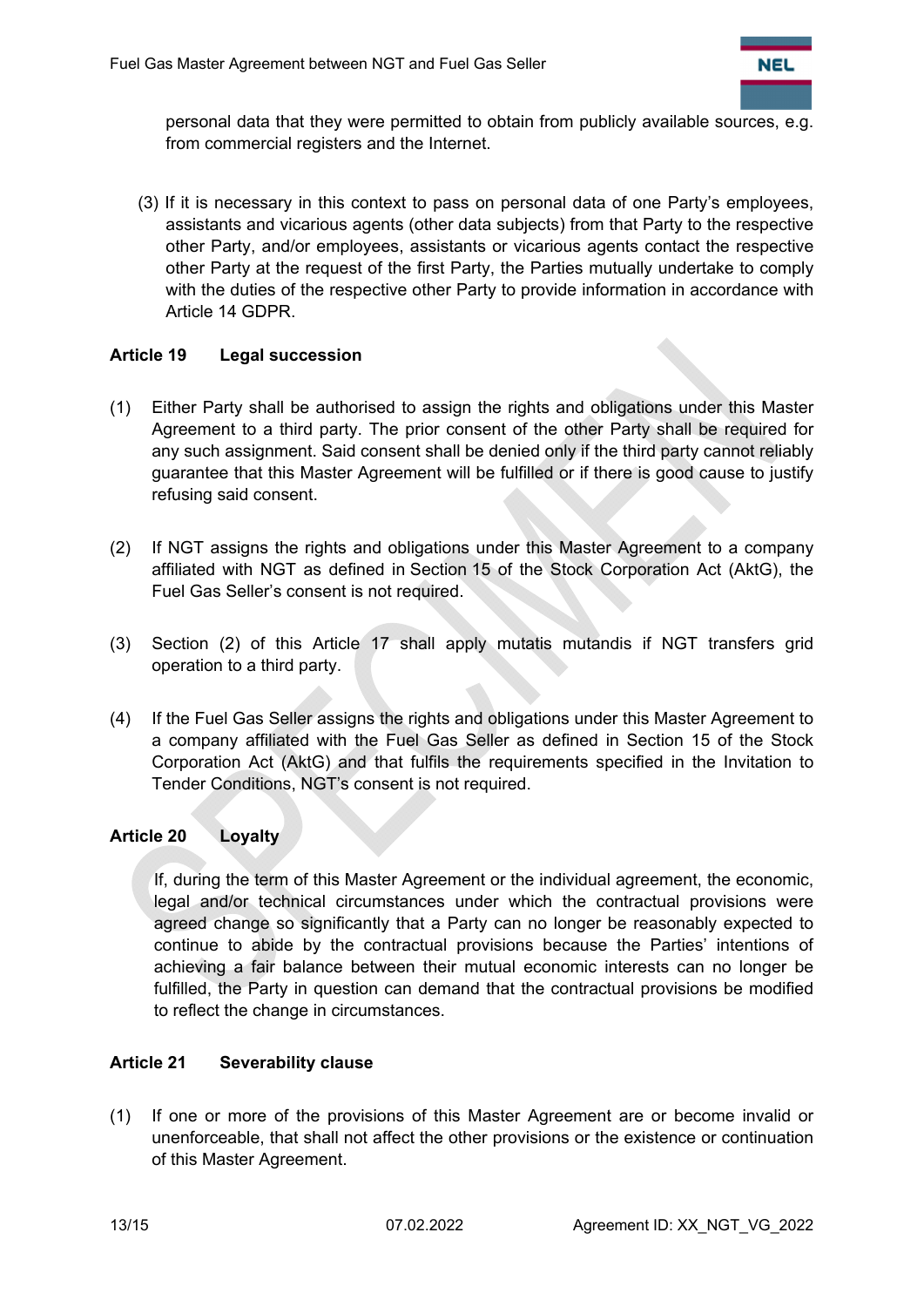personal data that they were permitted to obtain from publicly available sources, e.g. from commercial registers and the Internet.

(3) If it is necessary in this context to pass on personal data of one Party's employees, assistants and vicarious agents (other data subjects) from that Party to the respective other Party, and/or employees, assistants or vicarious agents contact the respective other Party at the request of the first Party, the Parties mutually undertake to comply with the duties of the respective other Party to provide information in accordance with Article 14 GDPR.

## Article 19 Legal succession

(1) Either Party shall be authorised to assign the rights and obligations under this Master Agreement to a third party. The prior consent of the other Party shall be required for any such assignment. Said consent shall be denied only if the third party cannot reliably guarantee that this Master Agreement will be fulfilled or if there is good cause to justify refusing said consent.

(2) If NGT assigns the rights and obligations under this Master Agreement to a company affiliated with NGT as defined in Section 15 of the Stock Corporation Act (AktG), the Fuel Gas Seller's consent is not required.

(3) Section (2) of this Article 17 shall apply mutatis mutandis if NGT transfers grid operation to a third party.

(4) If the Fuel Gas Seller assigns the rights and obligations under this Master Agreement to a company affiliated with the Fuel Gas Seller as defined in Section 15 of the Stock Corporation Act (AktG) and that fulfils the requirements specified in the Invitation to Tender Conditions, NGT's consent is not required.

## Article 20 Loyalty

If, during the term of this Master Agreement or the individual agreement, the economic, legal and/or technical circumstances under which the contractual provisions were agreed change so significantly that a Party can no longer be reasonably expected to continue to abide by the contractual provisions because the Parties' intentions of achieving a fair balance between their mutual economic interests can no longer be fulfilled, the Party in question can demand that the contractual provisions be modified to reflect the change in circumstances.

## Article 21 Severability clause

(1) If one or more of the provisions of this Master Agreement are or become invalid or unenforceable, that shall not affect the other provisions or the existence or continuation of this Master Agreement.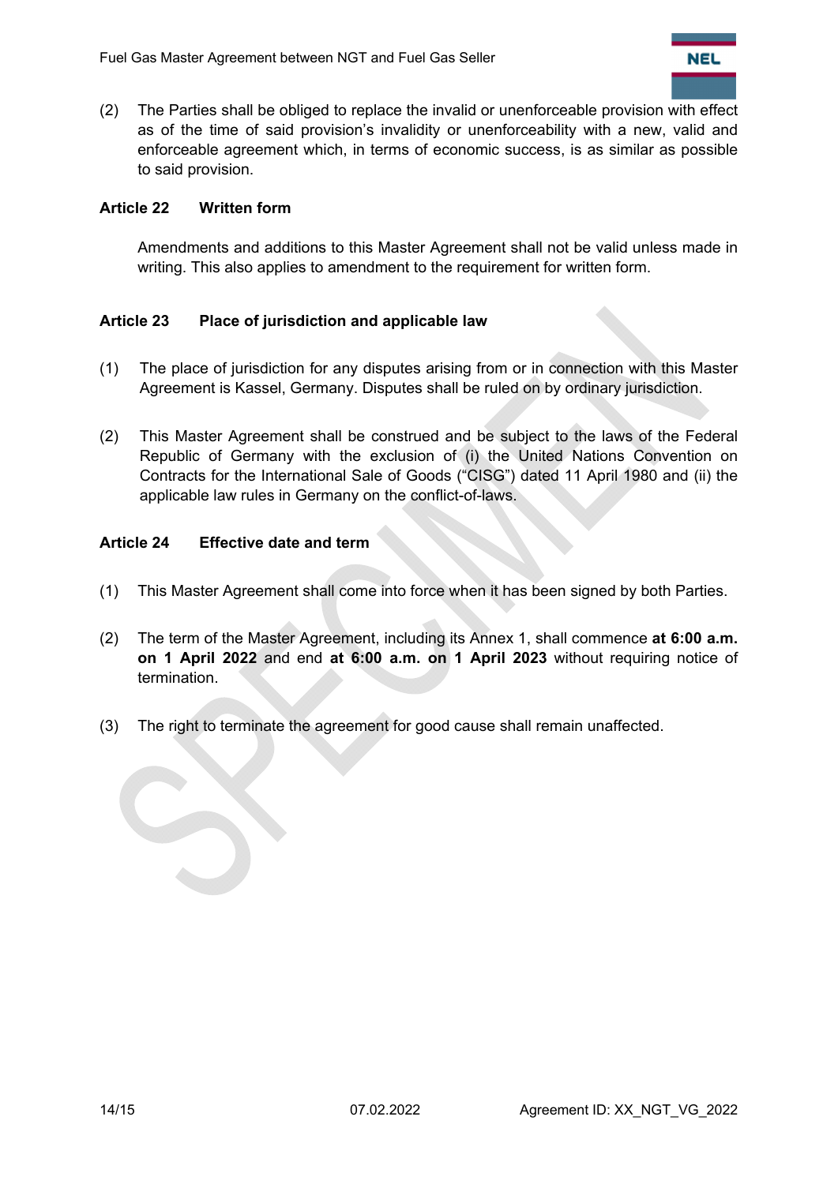(2) The Parties shall be obliged to replace the invalid or unenforceable provision with effect as of the time of said provision's invalidity or unenforceability with a new, valid and enforceable agreement which, in terms of economic success, is as similar as possible to said provision.

## Article 22 Written form

Amendments and additions to this Master Agreement shall not be valid unless made in writing. This also applies to amendment to the requirement for written form.

## Article 23 Place of jurisdiction and applicable law

(1) The place of jurisdiction for any disputes arising from or in connection with this Master Agreement is Kassel, Germany. Disputes shall be ruled on by ordinary jurisdiction.

(2) This Master Agreement shall be construed and be subject to the laws of the Federal Republic of Germany with the exclusion of (i) the United Nations Convention on Contracts for the International Sale of Goods ("CISG") dated 11 April 1980 and (ii) the applicable law rules in Germany on the conflict-of-laws.

## Article 24 Effective date and term

(1) This Master Agreement shall come into force when it has been signed by both Parties.

(2) The term of the Master Agreement, including its Annex 1, shall commence **at 6:00 a.m. on 1 April 2022** and end **at 6:00 a.m. on 1 April 2023** without requiring notice of termination.

(3) The right to terminate the agreement for good cause shall remain unaffected.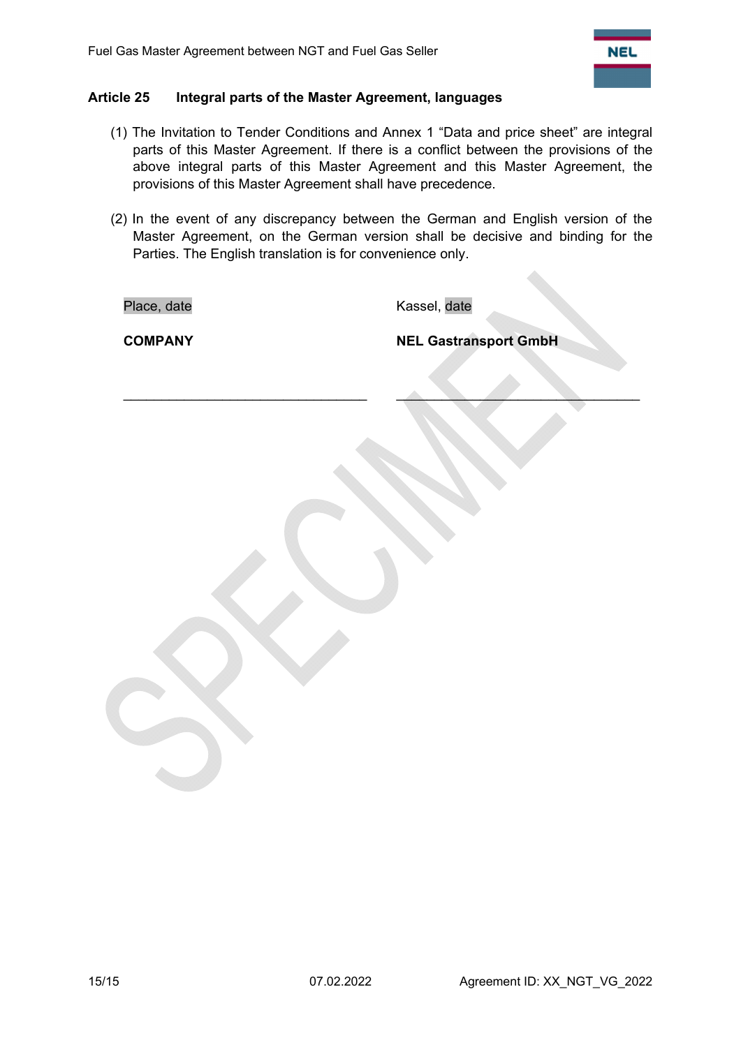### Article 25 Integral parts of the Master Agreement, languages

(1) The Invitation to Tender Conditions and Annex 1 “Data and price sheet” are integral parts of this Master Agreement. If there is a conflict between the provisions of the above integral parts of this Master Agreement and this Master Agreement, the provisions of this Master Agreement shall have precedence.

(2) In the event of any discrepancy between the German and English version of the Master Agreement, on the German version shall be decisive and binding for the Parties. The English translation is for convenience only.

| Place, date | Kassel, date |
| --- | --- |
| **COMPANY** | **NEL Gastransport GmbH** |
| _______________________________ | _______________________________ |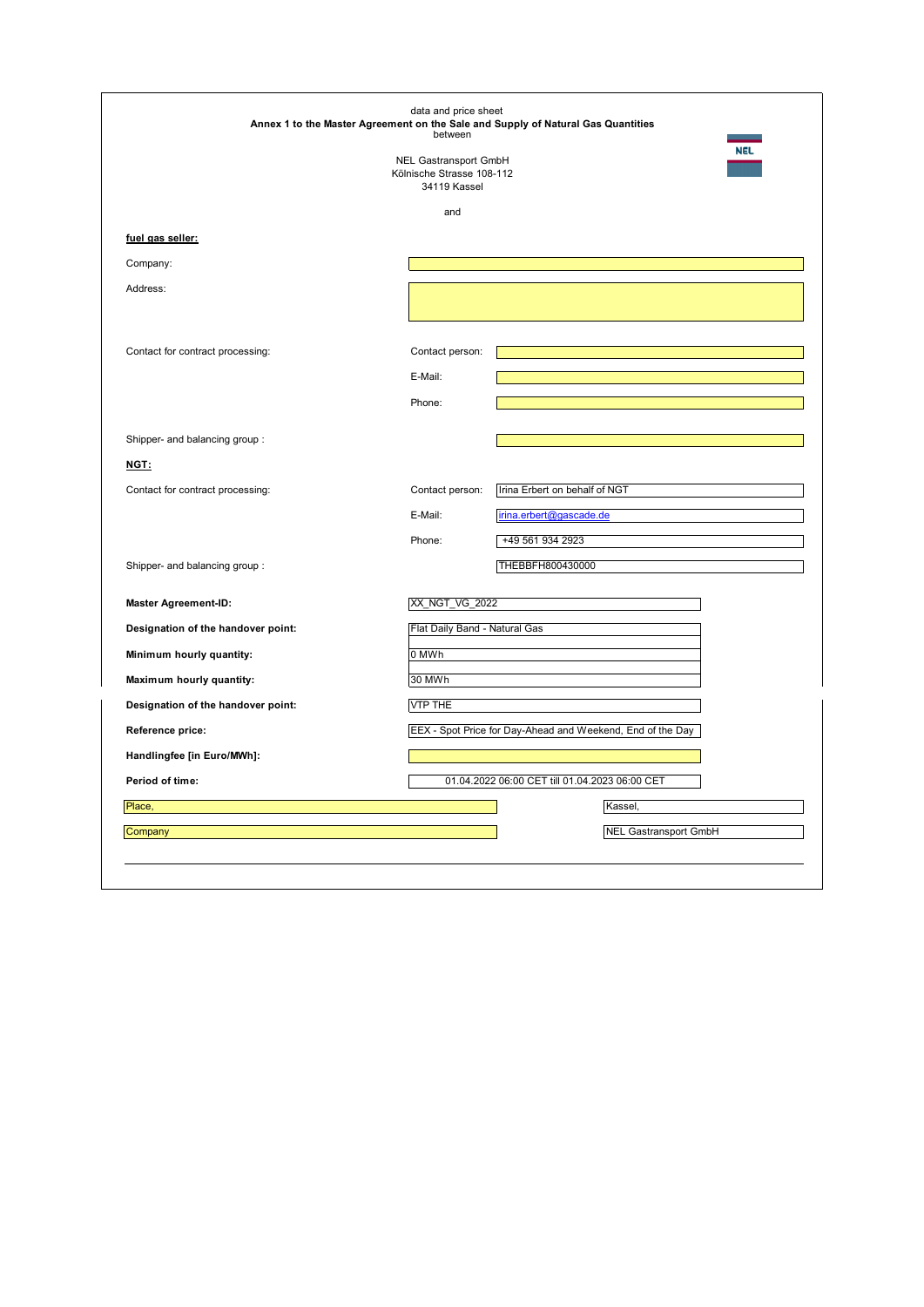data and price sheet

**Annex 1 to the Master Agreement on the Sale and Supply of Natural Gas Quantities**

between

NEL Gastransport GmbH
Kölnische Strasse 108-112
34119 Kassel

and

**fuel gas seller:**

| | | |
|---|---|---|
| Company: | | |
| Address: | | |
| Contact for contract processing: | Contact person: | |
| | E-Mail: | |
| | Phone: | |
| Shipper- and balancing group : | | |

**NGT:**

| | | |
|---|---|---|
| Contact for contract processing: | Contact person: | Irina Erbert on behalf of NGT |
| | E-Mail: | irina.erbert@gascade.de |
| | Phone: | +49 561 934 2923 |
| Shipper- and balancing group : | | THEBBFH800430000 |

| | |
|---|---|
| **Master Agreement-ID:** | XX_NGT_VG_2022 |
| **Designation of the handover point:** | Flat Daily Band - Natural Gas |
| **Minimum hourly quantity:** | 0 MWh |
| **Maximum hourly quantity:** | 30 MWh |
| **Designation of the handover point:** | VTP THE |
| **Reference price:** | EEX - Spot Price for Day-Ahead and Weekend, End of the Day |
| **Handlingfee [in Euro/MWh]:** | |
| **Period of time:** | 01.04.2022 06:00 CET till 01.04.2023 06:00 CET |

| | |
|---|---|
| Place, | Kassel, |
| Company | NEL Gastransport GmbH |